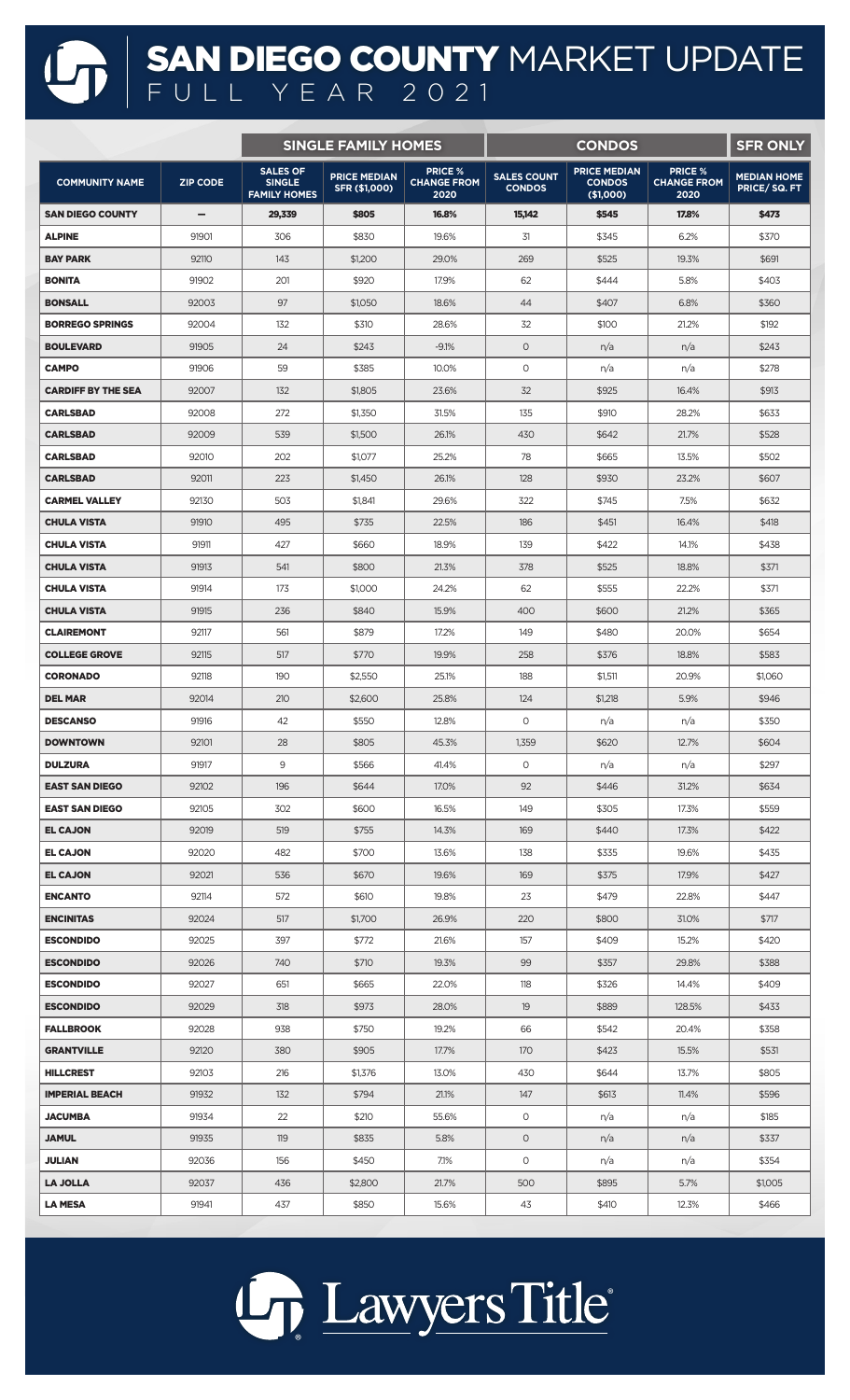# SAN DIEGO COUNTY MARKET UPDATE

## FULL YEAR 2021

| | | SINGLE FAMILY HOMES | | | CONDOS | | | SFR ONLY |
|---|---|---|---|---|---|---|---|---|
| COMMUNITY NAME | ZIP CODE | SALES OF SINGLE FAMILY HOMES | PRICE MEDIAN SFR ($1,000) | PRICE % CHANGE FROM 2020 | SALES COUNT CONDOS | PRICE MEDIAN CONDOS ($1,000) | PRICE % CHANGE FROM 2020 | MEDIAN HOME PRICE/ SQ. FT |
| **SAN DIEGO COUNTY** | – | **29,339** | **$805** | **16.8%** | **15,142** | **$545** | **17.8%** | **$473** |
| ALPINE | 91901 | 306 | $830 | 19.6% | 31 | $345 | 6.2% | $370 |
| BAY PARK | 92110 | 143 | $1,200 | 29.0% | 269 | $525 | 19.3% | $691 |
| BONITA | 91902 | 201 | $920 | 17.9% | 62 | $444 | 5.8% | $403 |
| BONSALL | 92003 | 97 | $1,050 | 18.6% | 44 | $407 | 6.8% | $360 |
| BORREGO SPRINGS | 92004 | 132 | $310 | 28.6% | 32 | $100 | 21.2% | $192 |
| BOULEVARD | 91905 | 24 | $243 | -9.1% | 0 | n/a | n/a | $243 |
| CAMPO | 91906 | 59 | $385 | 10.0% | 0 | n/a | n/a | $278 |
| CARDIFF BY THE SEA | 92007 | 132 | $1,805 | 23.6% | 32 | $925 | 16.4% | $913 |
| CARLSBAD | 92008 | 272 | $1,350 | 31.5% | 135 | $910 | 28.2% | $633 |
| CARLSBAD | 92009 | 539 | $1,500 | 26.1% | 430 | $642 | 21.7% | $528 |
| CARLSBAD | 92010 | 202 | $1,077 | 25.2% | 78 | $665 | 13.5% | $502 |
| CARLSBAD | 92011 | 223 | $1,450 | 26.1% | 128 | $930 | 23.2% | $607 |
| CARMEL VALLEY | 92130 | 503 | $1,841 | 29.6% | 322 | $745 | 7.5% | $632 |
| CHULA VISTA | 91910 | 495 | $735 | 22.5% | 186 | $451 | 16.4% | $418 |
| CHULA VISTA | 91911 | 427 | $660 | 18.9% | 139 | $422 | 14.1% | $438 |
| CHULA VISTA | 91913 | 541 | $800 | 21.3% | 378 | $525 | 18.8% | $371 |
| CHULA VISTA | 91914 | 173 | $1,000 | 24.2% | 62 | $555 | 22.2% | $371 |
| CHULA VISTA | 91915 | 236 | $840 | 15.9% | 400 | $600 | 21.2% | $365 |
| CLAIREMONT | 92117 | 561 | $879 | 17.2% | 149 | $480 | 20.0% | $654 |
| COLLEGE GROVE | 92115 | 517 | $770 | 19.9% | 258 | $376 | 18.8% | $583 |
| CORONADO | 92118 | 190 | $2,550 | 25.1% | 188 | $1,511 | 20.9% | $1,060 |
| DEL MAR | 92014 | 210 | $2,600 | 25.8% | 124 | $1,218 | 5.9% | $946 |
| DESCANSO | 91916 | 42 | $550 | 12.8% | 0 | n/a | n/a | $350 |
| DOWNTOWN | 92101 | 28 | $805 | 45.3% | 1,359 | $620 | 12.7% | $604 |
| DULZURA | 91917 | 9 | $566 | 41.4% | 0 | n/a | n/a | $297 |
| EAST SAN DIEGO | 92102 | 196 | $644 | 17.0% | 92 | $446 | 31.2% | $634 |
| EAST SAN DIEGO | 92105 | 302 | $600 | 16.5% | 149 | $305 | 17.3% | $559 |
| EL CAJON | 92019 | 519 | $755 | 14.3% | 169 | $440 | 17.3% | $422 |
| EL CAJON | 92020 | 482 | $700 | 13.6% | 138 | $335 | 19.6% | $435 |
| EL CAJON | 92021 | 536 | $670 | 19.6% | 169 | $375 | 17.9% | $427 |
| ENCANTO | 92114 | 572 | $610 | 19.8% | 23 | $479 | 22.8% | $447 |
| ENCINITAS | 92024 | 517 | $1,700 | 26.9% | 220 | $800 | 31.0% | $717 |
| ESCONDIDO | 92025 | 397 | $772 | 21.6% | 157 | $409 | 15.2% | $420 |
| ESCONDIDO | 92026 | 740 | $710 | 19.3% | 99 | $357 | 29.8% | $388 |
| ESCONDIDO | 92027 | 651 | $665 | 22.0% | 118 | $326 | 14.4% | $409 |
| ESCONDIDO | 92029 | 318 | $973 | 28.0% | 19 | $889 | 128.5% | $433 |
| FALLBROOK | 92028 | 938 | $750 | 19.2% | 66 | $542 | 20.4% | $358 |
| GRANTVILLE | 92120 | 380 | $905 | 17.7% | 170 | $423 | 15.5% | $531 |
| HILLCREST | 92103 | 216 | $1,376 | 13.0% | 430 | $644 | 13.7% | $805 |
| IMPERIAL BEACH | 91932 | 132 | $794 | 21.1% | 147 | $613 | 11.4% | $596 |
| JACUMBA | 91934 | 22 | $210 | 55.6% | 0 | n/a | n/a | $185 |
| JAMUL | 91935 | 119 | $835 | 5.8% | 0 | n/a | n/a | $337 |
| JULIAN | 92036 | 156 | $450 | 7.1% | 0 | n/a | n/a | $354 |
| LA JOLLA | 92037 | 436 | $2,800 | 21.7% | 500 | $895 | 5.7% | $1,005 |
| LA MESA | 91941 | 437 | $850 | 15.6% | 43 | $410 | 12.3% | $466 |

Lawyers Title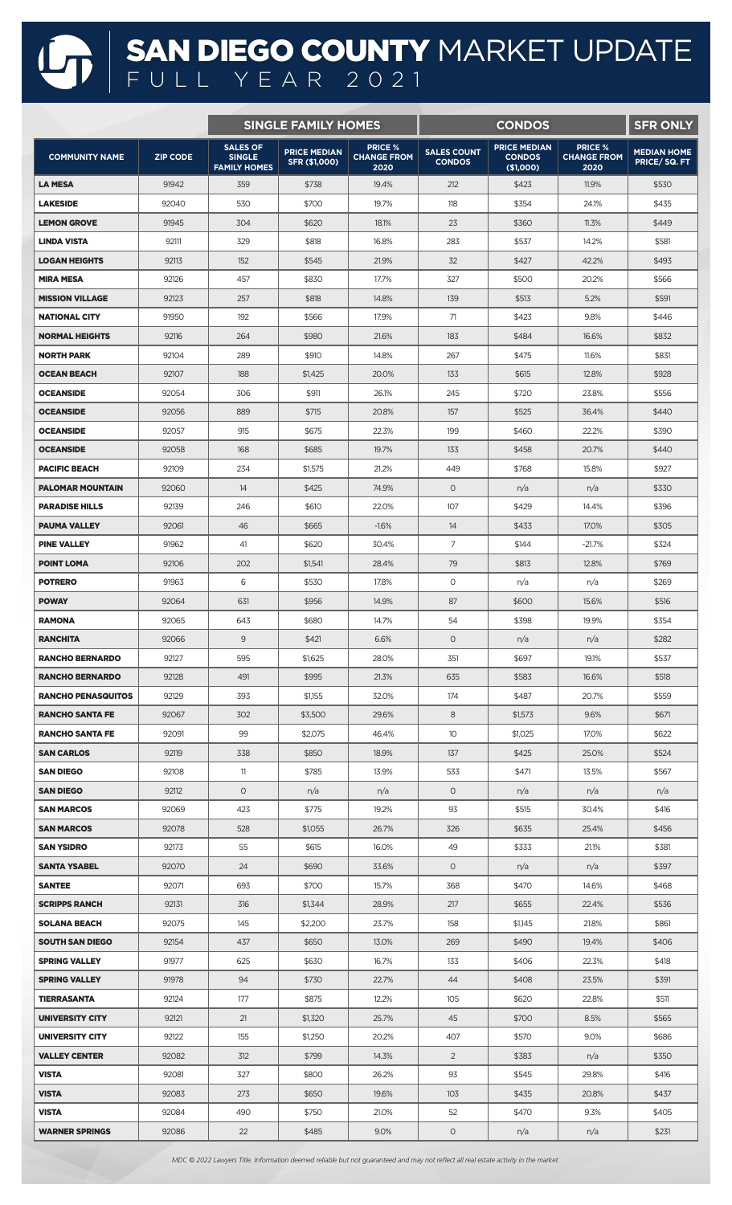# SAN DIEGO COUNTY MARKET UPDATE
## FULL YEAR 2021

| | | SINGLE FAMILY HOMES | | | CONDOS | | | SFR ONLY |
|---|---|---|---|---|---|---|---|---|
| COMMUNITY NAME | ZIP CODE | SALES OF SINGLE FAMILY HOMES | PRICE MEDIAN SFR ($1,000) | PRICE % CHANGE FROM 2020 | SALES COUNT CONDOS | PRICE MEDIAN CONDOS ($1,000) | PRICE % CHANGE FROM 2020 | MEDIAN HOME PRICE/ SQ. FT |
| LA MESA | 91942 | 359 | $738 | 19.4% | 212 | $423 | 11.9% | $530 |
| LAKESIDE | 92040 | 530 | $700 | 19.7% | 118 | $354 | 24.1% | $435 |
| LEMON GROVE | 91945 | 304 | $620 | 18.1% | 23 | $360 | 11.3% | $449 |
| LINDA VISTA | 92111 | 329 | $818 | 16.8% | 283 | $537 | 14.2% | $581 |
| LOGAN HEIGHTS | 92113 | 152 | $545 | 21.9% | 32 | $427 | 42.2% | $493 |
| MIRA MESA | 92126 | 457 | $830 | 17.7% | 327 | $500 | 20.2% | $566 |
| MISSION VILLAGE | 92123 | 257 | $818 | 14.8% | 139 | $513 | 5.2% | $591 |
| NATIONAL CITY | 91950 | 192 | $566 | 17.9% | 71 | $423 | 9.8% | $446 |
| NORMAL HEIGHTS | 92116 | 264 | $980 | 21.6% | 183 | $484 | 16.6% | $832 |
| NORTH PARK | 92104 | 289 | $910 | 14.8% | 267 | $475 | 11.6% | $831 |
| OCEAN BEACH | 92107 | 188 | $1,425 | 20.0% | 133 | $615 | 12.8% | $928 |
| OCEANSIDE | 92054 | 306 | $911 | 26.1% | 245 | $720 | 23.8% | $556 |
| OCEANSIDE | 92056 | 889 | $715 | 20.8% | 157 | $525 | 36.4% | $440 |
| OCEANSIDE | 92057 | 915 | $675 | 22.3% | 199 | $460 | 22.2% | $390 |
| OCEANSIDE | 92058 | 168 | $685 | 19.7% | 133 | $458 | 20.7% | $440 |
| PACIFIC BEACH | 92109 | 234 | $1,575 | 21.2% | 449 | $768 | 15.8% | $927 |
| PALOMAR MOUNTAIN | 92060 | 14 | $425 | 74.9% | 0 | n/a | n/a | $330 |
| PARADISE HILLS | 92139 | 246 | $610 | 22.0% | 107 | $429 | 14.4% | $396 |
| PAUMA VALLEY | 92061 | 46 | $665 | -1.6% | 14 | $433 | 17.0% | $305 |
| PINE VALLEY | 91962 | 41 | $620 | 30.4% | 7 | $144 | -21.7% | $324 |
| POINT LOMA | 92106 | 202 | $1,541 | 28.4% | 79 | $813 | 12.8% | $769 |
| POTRERO | 91963 | 6 | $530 | 17.8% | 0 | n/a | n/a | $269 |
| POWAY | 92064 | 631 | $956 | 14.9% | 87 | $600 | 15.6% | $516 |
| RAMONA | 92065 | 643 | $680 | 14.7% | 54 | $398 | 19.9% | $354 |
| RANCHITA | 92066 | 9 | $421 | 6.6% | 0 | n/a | n/a | $282 |
| RANCHO BERNARDO | 92127 | 595 | $1,625 | 28.0% | 351 | $697 | 19.1% | $537 |
| RANCHO BERNARDO | 92128 | 491 | $995 | 21.3% | 635 | $583 | 16.6% | $518 |
| RANCHO PENASQUITOS | 92129 | 393 | $1,155 | 32.0% | 174 | $487 | 20.7% | $559 |
| RANCHO SANTA FE | 92067 | 302 | $3,500 | 29.6% | 8 | $1,573 | 9.6% | $671 |
| RANCHO SANTA FE | 92091 | 99 | $2,075 | 46.4% | 10 | $1,025 | 17.0% | $622 |
| SAN CARLOS | 92119 | 338 | $850 | 18.9% | 137 | $425 | 25.0% | $524 |
| SAN DIEGO | 92108 | 11 | $785 | 13.9% | 533 | $471 | 13.5% | $567 |
| SAN DIEGO | 92112 | 0 | n/a | n/a | 0 | n/a | n/a | n/a |
| SAN MARCOS | 92069 | 423 | $775 | 19.2% | 93 | $515 | 30.4% | $416 |
| SAN MARCOS | 92078 | 528 | $1,055 | 26.7% | 326 | $635 | 25.4% | $456 |
| SAN YSIDRO | 92173 | 55 | $615 | 16.0% | 49 | $333 | 21.1% | $381 |
| SANTA YSABEL | 92070 | 24 | $690 | 33.6% | 0 | n/a | n/a | $397 |
| SANTEE | 92071 | 693 | $700 | 15.7% | 368 | $470 | 14.6% | $468 |
| SCRIPPS RANCH | 92131 | 316 | $1,344 | 28.9% | 217 | $655 | 22.4% | $536 |
| SOLANA BEACH | 92075 | 145 | $2,200 | 23.7% | 158 | $1,145 | 21.8% | $861 |
| SOUTH SAN DIEGO | 92154 | 437 | $650 | 13.0% | 269 | $490 | 19.4% | $406 |
| SPRING VALLEY | 91977 | 625 | $630 | 16.7% | 133 | $406 | 22.3% | $418 |
| SPRING VALLEY | 91978 | 94 | $730 | 22.7% | 44 | $408 | 23.5% | $391 |
| TIERRASANTA | 92124 | 177 | $875 | 12.2% | 105 | $620 | 22.8% | $511 |
| UNIVERSITY CITY | 92121 | 21 | $1,320 | 25.7% | 45 | $700 | 8.5% | $565 |
| UNIVERSITY CITY | 92122 | 155 | $1,250 | 20.2% | 407 | $570 | 9.0% | $686 |
| VALLEY CENTER | 92082 | 312 | $799 | 14.3% | 2 | $383 | n/a | $350 |
| VISTA | 92081 | 327 | $800 | 26.2% | 93 | $545 | 29.8% | $416 |
| VISTA | 92083 | 273 | $650 | 19.6% | 103 | $435 | 20.8% | $437 |
| VISTA | 92084 | 490 | $750 | 21.0% | 52 | $470 | 9.3% | $405 |
| WARNER SPRINGS | 92086 | 22 | $485 | 9.0% | 0 | n/a | n/a | $231 |

*MDC © 2022 Lawyers Title. Information deemed reliable but not guaranteed and may not reflect all real estate activity in the market.*